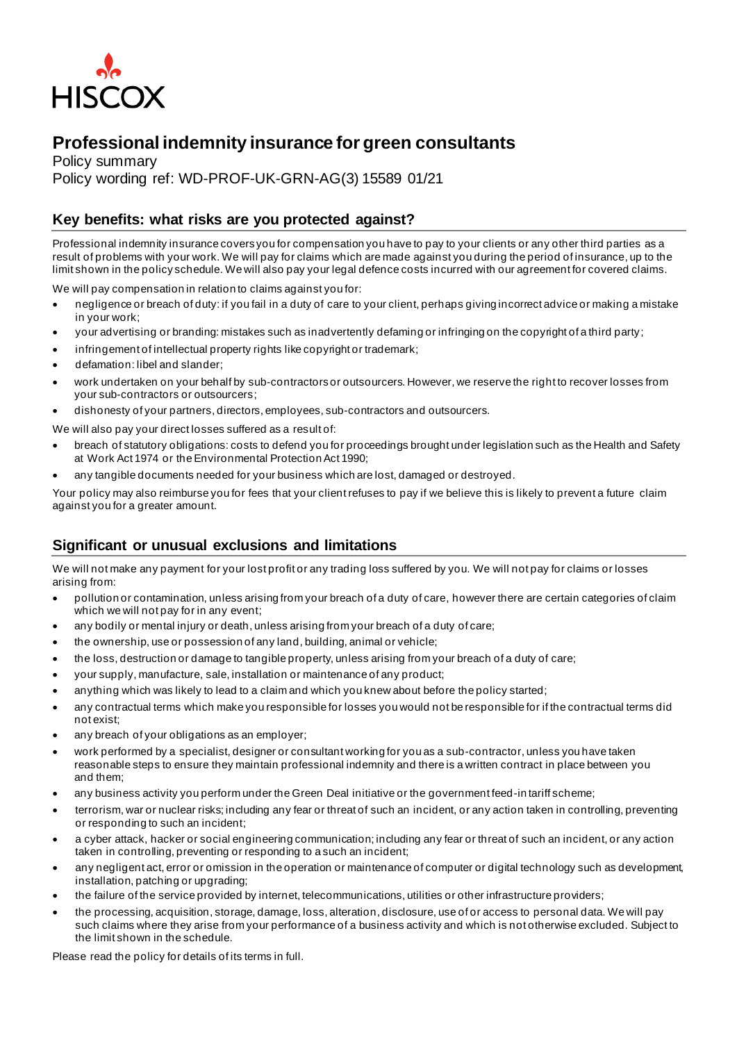HISCOX

# Professional indemnity insurance for green consultants

Policy summary

Policy wording ref: WD-PROF-UK-GRN-AG(3) 15589 01/21

## Key benefits: what risks are you protected against?

Professional indemnity insurance covers you for compensation you have to pay to your clients or any other third parties as a result of problems with your work. We will pay for claims which are made against you during the period of insurance, up to the limit shown in the policy schedule. We will also pay your legal defence costs incurred with our agreement for covered claims.

We will pay compensation in relation to claims against you for:

- negligence or breach of duty: if you fail in a duty of care to your client, perhaps giving incorrect advice or making a mistake in your work;
- your advertising or branding: mistakes such as inadvertently defaming or infringing on the copyright of a third party;
- infringement of intellectual property rights like copyright or trademark;
- defamation: libel and slander;
- work undertaken on your behalf by sub-contractors or outsourcers. However, we reserve the right to recover losses from your sub-contractors or outsourcers;
- dishonesty of your partners, directors, employees, sub-contractors and outsourcers.

We will also pay your direct losses suffered as a result of:

- breach of statutory obligations: costs to defend you for proceedings brought under legislation such as the Health and Safety at Work Act 1974 or the Environmental Protection Act 1990;
- any tangible documents needed for your business which are lost, damaged or destroyed.

Your policy may also reimburse you for fees that your client refuses to pay if we believe this is likely to prevent a future claim against you for a greater amount.

## Significant or unusual exclusions and limitations

We will not make any payment for your lost profit or any trading loss suffered by you. We will not pay for claims or losses arising from:

- pollution or contamination, unless arising from your breach of a duty of care, however there are certain categories of claim which we will not pay for in any event;
- any bodily or mental injury or death, unless arising from your breach of a duty of care;
- the ownership, use or possession of any land, building, animal or vehicle;
- the loss, destruction or damage to tangible property, unless arising from your breach of a duty of care;
- your supply, manufacture, sale, installation or maintenance of any product;
- anything which was likely to lead to a claim and which you knew about before the policy started;
- any contractual terms which make you responsible for losses you would not be responsible for if the contractual terms did not exist;
- any breach of your obligations as an employer;
- work performed by a specialist, designer or consultant working for you as a sub-contractor, unless you have taken reasonable steps to ensure they maintain professional indemnity and there is a written contract in place between you and them;
- any business activity you perform under the Green Deal initiative or the government feed-in tariff scheme;
- terrorism, war or nuclear risks; including any fear or threat of such an incident, or any action taken in controlling, preventing or responding to such an incident;
- a cyber attack, hacker or social engineering communication; including any fear or threat of such an incident, or any action taken in controlling, preventing or responding to a such an incident;
- any negligent act, error or omission in the operation or maintenance of computer or digital technology such as development, installation, patching or upgrading;
- the failure of the service provided by internet, telecommunications, utilities or other infrastructure providers;
- the processing, acquisition, storage, damage, loss, alteration, disclosure, use of or access to personal data. We will pay such claims where they arise from your performance of a business activity and which is not otherwise excluded. Subject to the limit shown in the schedule.

Please read the policy for details of its terms in full.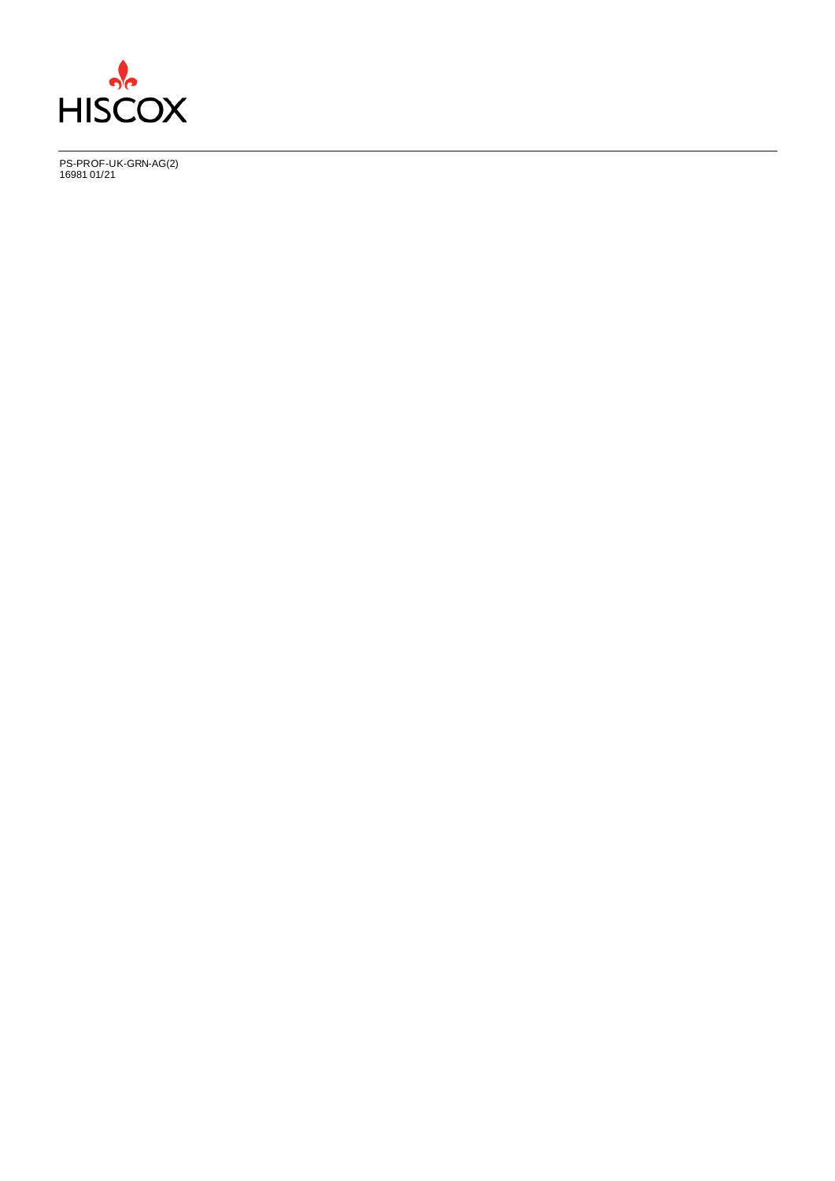HISCOX

PS-PROF-UK-GRN-AG(2)
16981 01/21